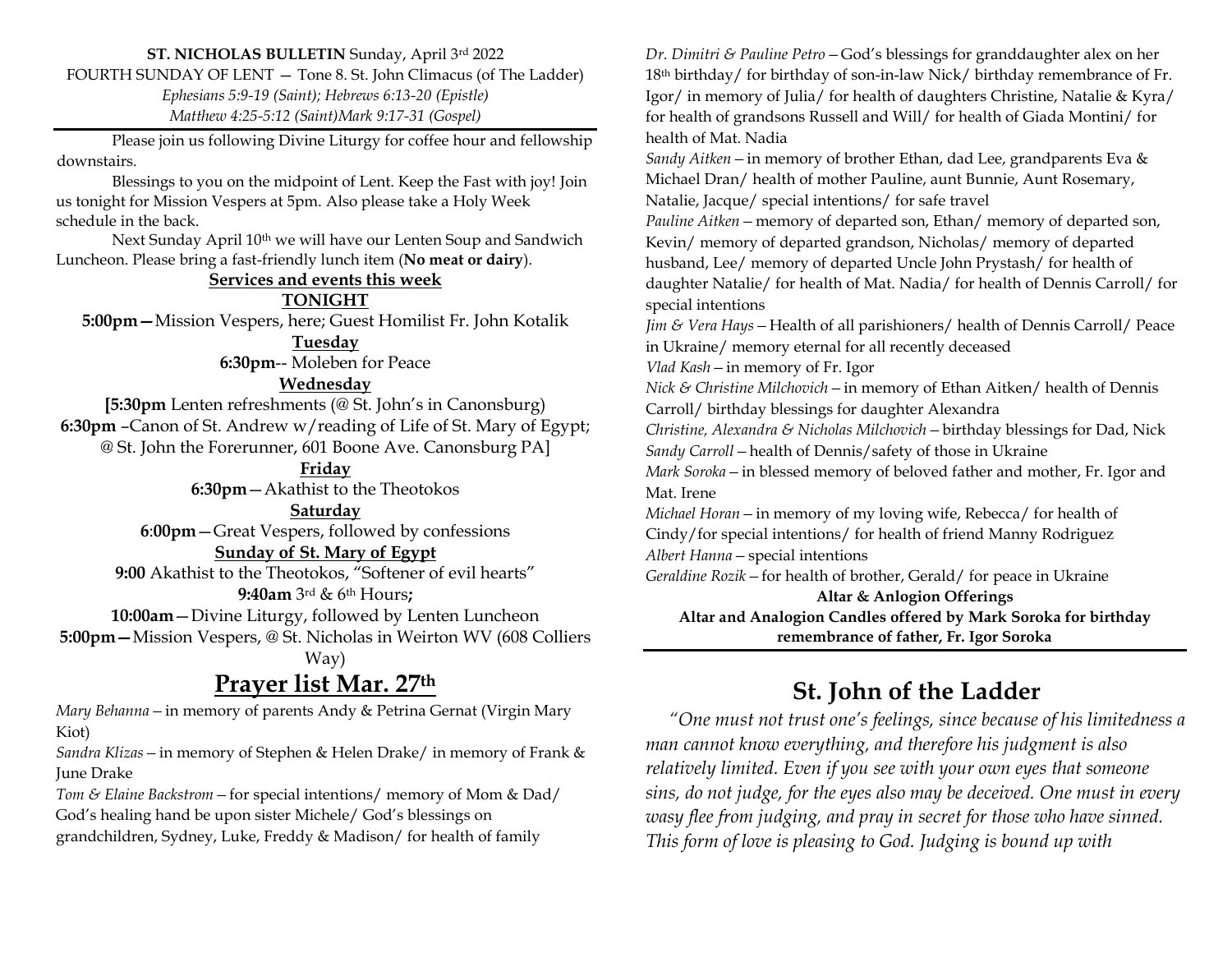**ST. NICHOLAS BULLETIN** Sunday, April 3rd 2022

FOURTH SUNDAY OF LENT — Tone 8. St. John Climacus (of The Ladder)

*Ephesians 5:9-19 (Saint); Hebrews 6:13-20 (Epistle)*

*Matthew 4:25-5:12 (Saint)Mark 9:17-31 (Gospel)*

---

Please join us following Divine Liturgy for coffee hour and fellowship downstairs.

Blessings to you on the midpoint of Lent. Keep the Fast with joy! Join us tonight for Mission Vespers at 5pm. Also please take a Holy Week schedule in the back.

Next Sunday April 10th we will have our Lenten Soup and Sandwich Luncheon. Please bring a fast-friendly lunch item (**No meat or dairy**).

**Services and events this week**

**TONIGHT**

**5:00pm—**Mission Vespers, here; Guest Homilist Fr. John Kotalik

**Tuesday**

**6:30pm**-- Moleben for Peace

**Wednesday**

**[5:30pm** Lenten refreshments (@ St. John's in Canonsburg)

**6:30pm** –Canon of St. Andrew w/reading of Life of St. Mary of Egypt; @ St. John the Forerunner, 601 Boone Ave. Canonsburg PA]

**Friday**

**6:30pm—**Akathist to the Theotokos

**Saturday**

**6:00pm—**Great Vespers, followed by confessions

**Sunday of St. Mary of Egypt**

**9:00** Akathist to the Theotokos, "Softener of evil hearts"

**9:40am** 3rd & 6th Hours**;**

**10:00am—**Divine Liturgy, followed by Lenten Luncheon

**5:00pm—**Mission Vespers, @ St. Nicholas in Weirton WV (608 Colliers Way)

## Prayer list Mar. 27th

*Mary Behanna* – in memory of parents Andy & Petrina Gernat (Virgin Mary Kiot)

*Sandra Klizas* – in memory of Stephen & Helen Drake/ in memory of Frank & June Drake

*Tom & Elaine Backstrom* – for special intentions/ memory of Mom & Dad/ God's healing hand be upon sister Michele/ God's blessings on grandchildren, Sydney, Luke, Freddy & Madison/ for health of family

*Dr. Dimitri & Pauline Petro* – God's blessings for granddaughter alex on her 18th birthday/ for birthday of son-in-law Nick/ birthday remembrance of Fr. Igor/ in memory of Julia/ for health of daughters Christine, Natalie & Kyra/ for health of grandsons Russell and Will/ for health of Giada Montini/ for health of Mat. Nadia

*Sandy Aitken* – in memory of brother Ethan, dad Lee, grandparents Eva & Michael Dran/ health of mother Pauline, aunt Bunnie, Aunt Rosemary, Natalie, Jacque/ special intentions/ for safe travel

*Pauline Aitken* – memory of departed son, Ethan/ memory of departed son, Kevin/ memory of departed grandson, Nicholas/ memory of departed husband, Lee/ memory of departed Uncle John Prystash/ for health of daughter Natalie/ for health of Mat. Nadia/ for health of Dennis Carroll/ for special intentions

*Jim & Vera Hays* – Health of all parishioners/ health of Dennis Carroll/ Peace in Ukraine/ memory eternal for all recently deceased

*Vlad Kash* – in memory of Fr. Igor

*Nick & Christine Milchovich* – in memory of Ethan Aitken/ health of Dennis Carroll/ birthday blessings for daughter Alexandra

*Christine, Alexandra & Nicholas Milchovich* – birthday blessings for Dad, Nick

*Sandy Carroll* – health of Dennis/safety of those in Ukraine

*Mark Soroka* – in blessed memory of beloved father and mother, Fr. Igor and Mat. Irene

*Michael Horan* – in memory of my loving wife, Rebecca/ for health of Cindy/for special intentions/ for health of friend Manny Rodriguez

*Albert Hanna* – special intentions

*Geraldine Rozik* – for health of brother, Gerald/ for peace in Ukraine

**Altar & Anlogion Offerings**

**Altar and Analogion Candles offered by Mark Soroka for birthday remembrance of father, Fr. Igor Soroka**

---

## St. John of the Ladder

*"One must not trust one's feelings, since because of his limitedness a man cannot know everything, and therefore his judgment is also relatively limited. Even if you see with your own eyes that someone sins, do not judge, for the eyes also may be deceived. One must in every wasy flee from judging, and pray in secret for those who have sinned. This form of love is pleasing to God. Judging is bound up with*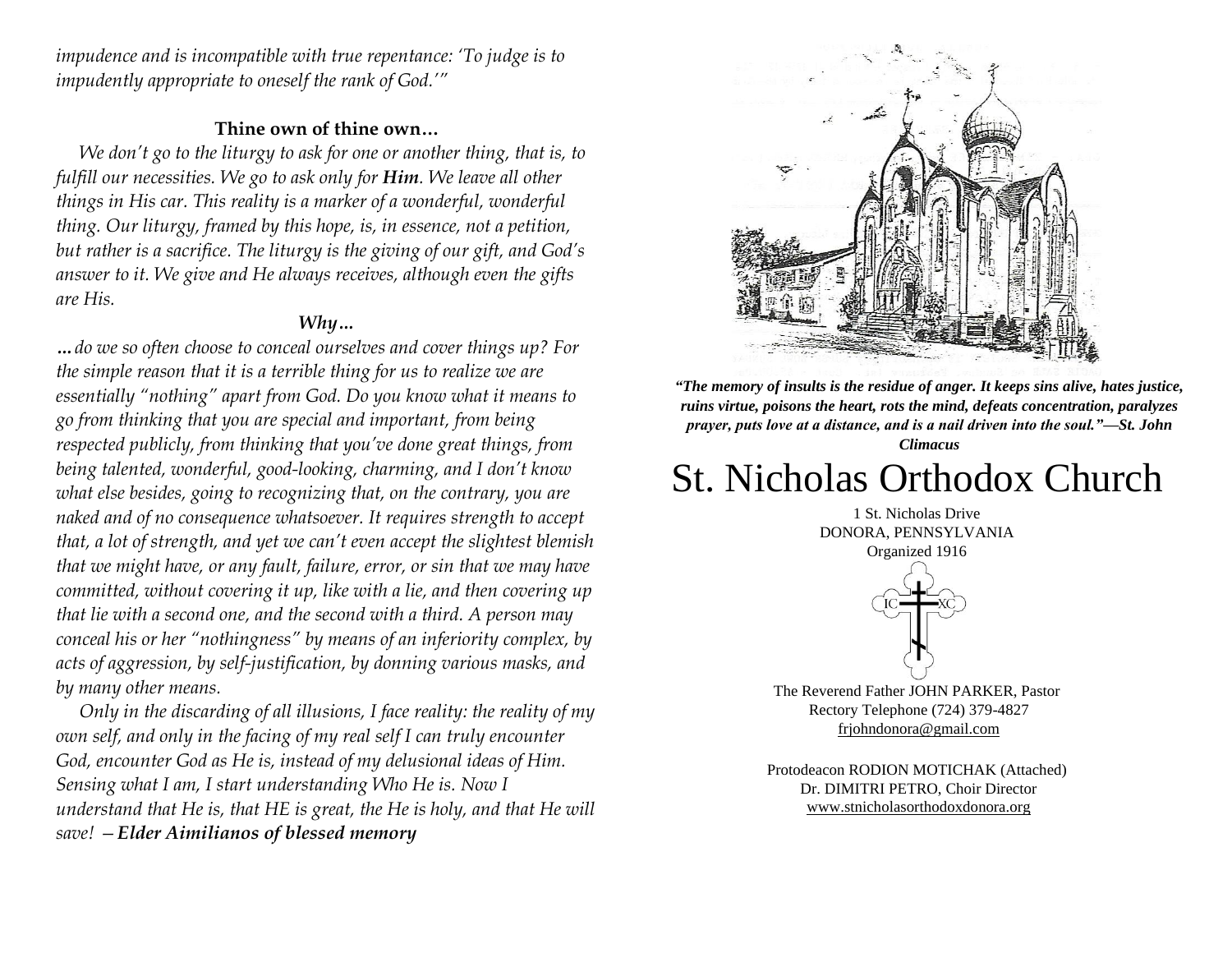*impudence and is incompatible with true repentance: 'To judge is to impudently appropriate to oneself the rank of God.'"*

**Thine own of thine own…**

*We don't go to the liturgy to ask for one or another thing, that is, to fulfill our necessities. We go to ask only for* ***Him****. We leave all other things in His car. This reality is a marker of a wonderful, wonderful thing. Our liturgy, framed by this hope, is, in essence, not a petition, but rather is a sacrifice. The liturgy is the giving of our gift, and God's answer to it. We give and He always receives, although even the gifts are His.*

***Why…***

***…*** *do we so often choose to conceal ourselves and cover things up? For the simple reason that it is a terrible thing for us to realize we are essentially "nothing" apart from God. Do you know what it means to go from thinking that you are special and important, from being respected publicly, from thinking that you've done great things, from being talented, wonderful, good-looking, charming, and I don't know what else besides, going to recognizing that, on the contrary, you are naked and of no consequence whatsoever. It requires strength to accept that, a lot of strength, and yet we can't even accept the slightest blemish that we might have, or any fault, failure, error, or sin that we may have committed, without covering it up, like with a lie, and then covering up that lie with a second one, and the second with a third. A person may conceal his or her "nothingness" by means of an inferiority complex, by acts of aggression, by self-justification, by donning various masks, and by many other means.*

*Only in the discarding of all illusions, I face reality: the reality of my own self, and only in the facing of my real self I can truly encounter God, encounter God as He is, instead of my delusional ideas of Him. Sensing what I am, I start understanding Who He is. Now I understand that He is, that HE is great, the He is holy, and that He will save!* ***– Elder Aimilianos of blessed memory***

***"The memory of insults is the residue of anger. It keeps sins alive, hates justice, ruins virtue, poisons the heart, rots the mind, defeats concentration, paralyzes prayer, puts love at a distance, and is a nail driven into the soul."—St. John Climacus***

# St. Nicholas Orthodox Church

1 St. Nicholas Drive
DONORA, PENNSYLVANIA
Organized 1916

IC XC

The Reverend Father JOHN PARKER, Pastor
Rectory Telephone (724) 379-4827
frjohndonora@gmail.com

Protodeacon RODION MOTICHAK (Attached)
Dr. DIMITRI PETRO, Choir Director
www.stnicholasorthodoxdonora.org